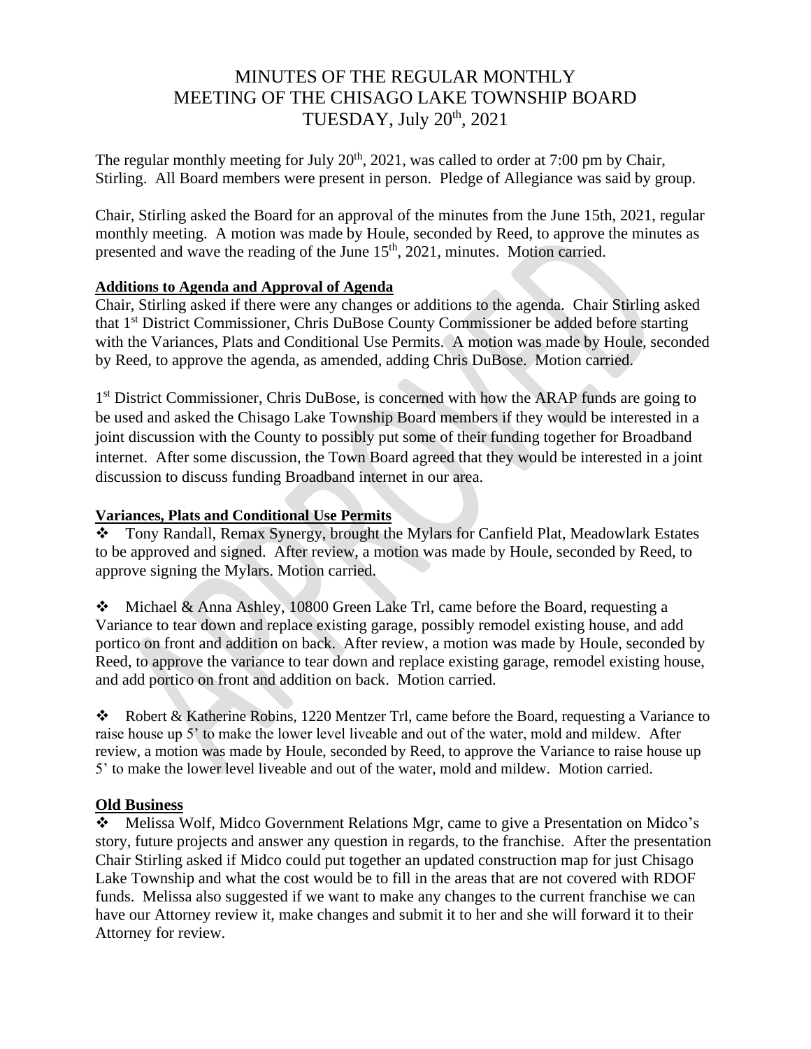# MINUTES OF THE REGULAR MONTHLY MEETING OF THE CHISAGO LAKE TOWNSHIP BOARD TUESDAY, July 20th, 2021

The regular monthly meeting for July 20th, 2021, was called to order at 7:00 pm by Chair, Stirling. All Board members were present in person. Pledge of Allegiance was said by group.

Chair, Stirling asked the Board for an approval of the minutes from the June 15th, 2021, regular monthly meeting. A motion was made by Houle, seconded by Reed, to approve the minutes as presented and wave the reading of the June 15th, 2021, minutes. Motion carried.

## Additions to Agenda and Approval of Agenda

Chair, Stirling asked if there were any changes or additions to the agenda. Chair Stirling asked that 1st District Commissioner, Chris DuBose County Commissioner be added before starting with the Variances, Plats and Conditional Use Permits. A motion was made by Houle, seconded by Reed, to approve the agenda, as amended, adding Chris DuBose. Motion carried.

1st District Commissioner, Chris DuBose, is concerned with how the ARAP funds are going to be used and asked the Chisago Lake Township Board members if they would be interested in a joint discussion with the County to possibly put some of their funding together for Broadband internet. After some discussion, the Town Board agreed that they would be interested in a joint discussion to discuss funding Broadband internet in our area.

## Variances, Plats and Conditional Use Permits

❖ Tony Randall, Remax Synergy, brought the Mylars for Canfield Plat, Meadowlark Estates to be approved and signed. After review, a motion was made by Houle, seconded by Reed, to approve signing the Mylars. Motion carried.

❖ Michael & Anna Ashley, 10800 Green Lake Trl, came before the Board, requesting a Variance to tear down and replace existing garage, possibly remodel existing house, and add portico on front and addition on back. After review, a motion was made by Houle, seconded by Reed, to approve the variance to tear down and replace existing garage, remodel existing house, and add portico on front and addition on back. Motion carried.

❖ Robert & Katherine Robins, 1220 Mentzer Trl, came before the Board, requesting a Variance to raise house up 5' to make the lower level liveable and out of the water, mold and mildew. After review, a motion was made by Houle, seconded by Reed, to approve the Variance to raise house up 5' to make the lower level liveable and out of the water, mold and mildew. Motion carried.

## Old Business

❖ Melissa Wolf, Midco Government Relations Mgr, came to give a Presentation on Midco's story, future projects and answer any question in regards, to the franchise. After the presentation Chair Stirling asked if Midco could put together an updated construction map for just Chisago Lake Township and what the cost would be to fill in the areas that are not covered with RDOF funds. Melissa also suggested if we want to make any changes to the current franchise we can have our Attorney review it, make changes and submit it to her and she will forward it to their Attorney for review.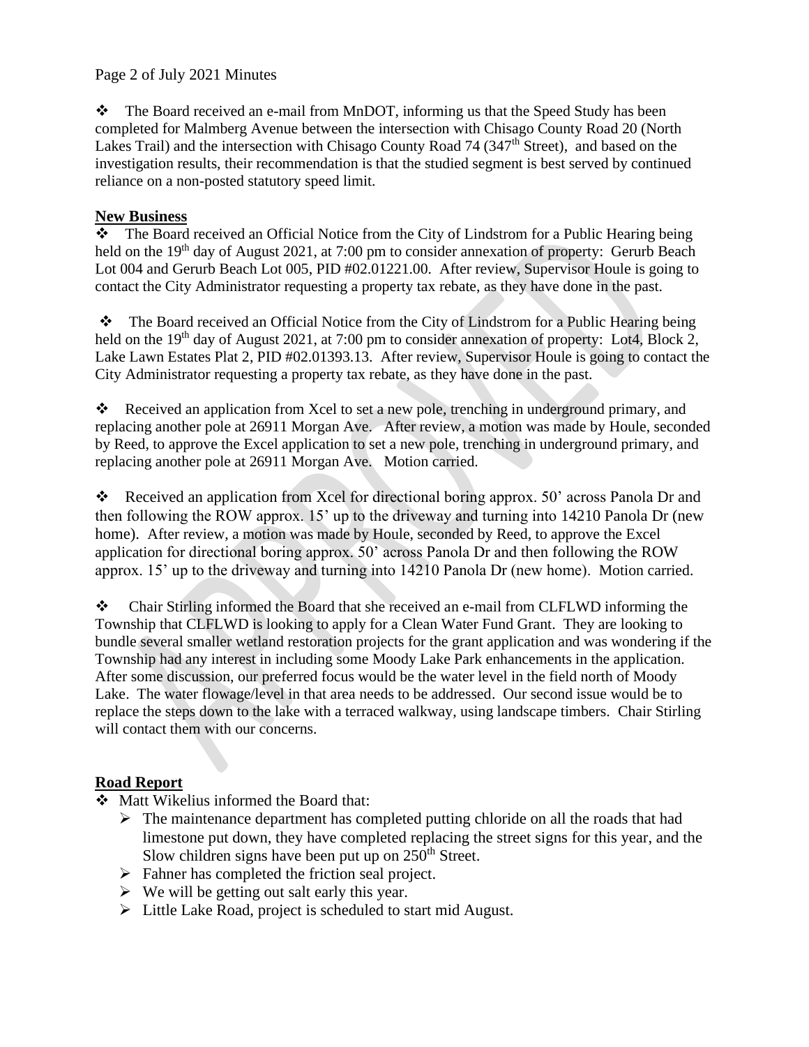- The Board received an e-mail from MnDOT, informing us that the Speed Study has been completed for Malmberg Avenue between the intersection with Chisago County Road 20 (North Lakes Trail) and the intersection with Chisago County Road 74 (347th Street), and based on the investigation results, their recommendation is that the studied segment is best served by continued reliance on a non-posted statutory speed limit.

## New Business

- The Board received an Official Notice from the City of Lindstrom for a Public Hearing being held on the 19th day of August 2021, at 7:00 pm to consider annexation of property: Gerurb Beach Lot 004 and Gerurb Beach Lot 005, PID #02.01221.00. After review, Supervisor Houle is going to contact the City Administrator requesting a property tax rebate, as they have done in the past.

- The Board received an Official Notice from the City of Lindstrom for a Public Hearing being held on the 19th day of August 2021, at 7:00 pm to consider annexation of property: Lot4, Block 2, Lake Lawn Estates Plat 2, PID #02.01393.13. After review, Supervisor Houle is going to contact the City Administrator requesting a property tax rebate, as they have done in the past.

- Received an application from Xcel to set a new pole, trenching in underground primary, and replacing another pole at 26911 Morgan Ave. After review, a motion was made by Houle, seconded by Reed, to approve the Excel application to set a new pole, trenching in underground primary, and replacing another pole at 26911 Morgan Ave. Motion carried.

- Received an application from Xcel for directional boring approx. 50' across Panola Dr and then following the ROW approx. 15' up to the driveway and turning into 14210 Panola Dr (new home). After review, a motion was made by Houle, seconded by Reed, to approve the Excel application for directional boring approx. 50' across Panola Dr and then following the ROW approx. 15' up to the driveway and turning into 14210 Panola Dr (new home). Motion carried.

- Chair Stirling informed the Board that she received an e-mail from CLFLWD informing the Township that CLFLWD is looking to apply for a Clean Water Fund Grant. They are looking to bundle several smaller wetland restoration projects for the grant application and was wondering if the Township had any interest in including some Moody Lake Park enhancements in the application. After some discussion, our preferred focus would be the water level in the field north of Moody Lake. The water flowage/level in that area needs to be addressed. Our second issue would be to replace the steps down to the lake with a terraced walkway, using landscape timbers. Chair Stirling will contact them with our concerns.

## Road Report

- Matt Wikelius informed the Board that:
  - The maintenance department has completed putting chloride on all the roads that had limestone put down, they have completed replacing the street signs for this year, and the Slow children signs have been put up on 250th Street.
  - Fahner has completed the friction seal project.
  - We will be getting out salt early this year.
  - Little Lake Road, project is scheduled to start mid August.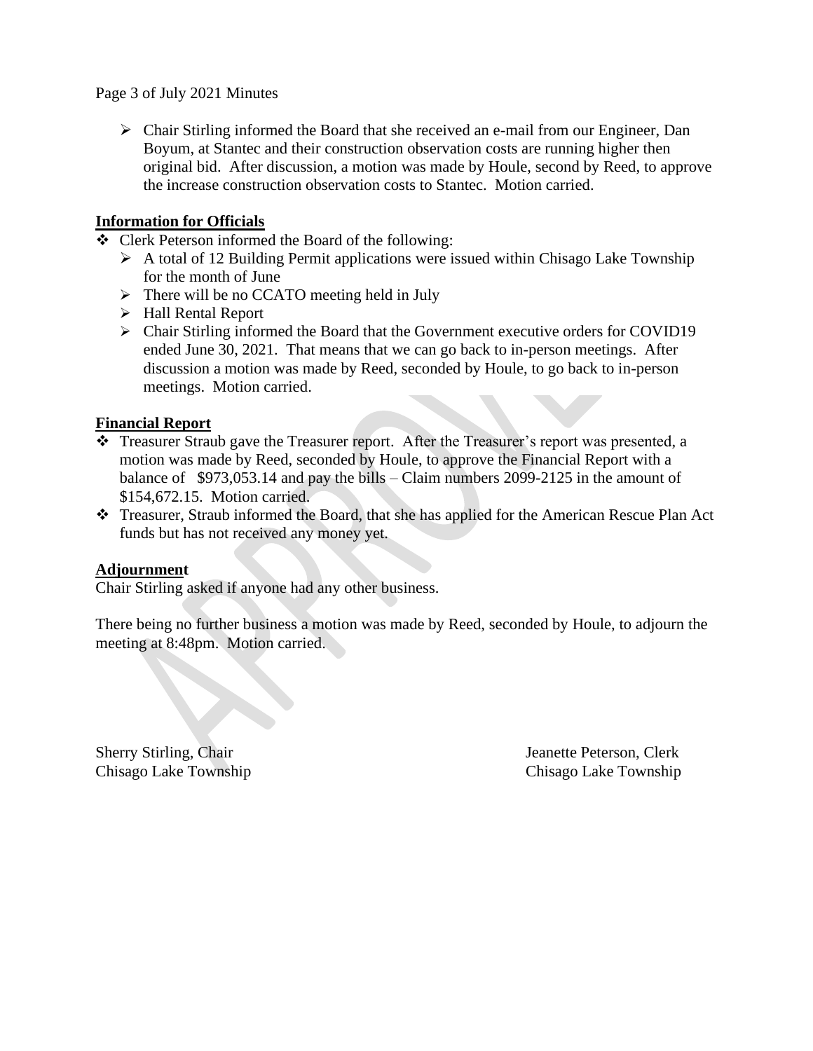- Chair Stirling informed the Board that she received an e-mail from our Engineer, Dan Boyum, at Stantec and their construction observation costs are running higher then original bid. After discussion, a motion was made by Houle, second by Reed, to approve the increase construction observation costs to Stantec. Motion carried.

**Information for Officials**

- Clerk Peterson informed the Board of the following:
  - A total of 12 Building Permit applications were issued within Chisago Lake Township for the month of June
  - There will be no CCATO meeting held in July
  - Hall Rental Report
  - Chair Stirling informed the Board that the Government executive orders for COVID19 ended June 30, 2021. That means that we can go back to in-person meetings. After discussion a motion was made by Reed, seconded by Houle, to go back to in-person meetings. Motion carried.

**Financial Report**

- Treasurer Straub gave the Treasurer report. After the Treasurer's report was presented, a motion was made by Reed, seconded by Houle, to approve the Financial Report with a balance of $973,053.14 and pay the bills – Claim numbers 2099-2125 in the amount of $154,672.15. Motion carried.
- Treasurer, Straub informed the Board, that she has applied for the American Rescue Plan Act funds but has not received any money yet.

**Adjournment**

Chair Stirling asked if anyone had any other business.

There being no further business a motion was made by Reed, seconded by Houle, to adjourn the meeting at 8:48pm. Motion carried.

Sherry Stirling, Chair
Chisago Lake Township

Jeanette Peterson, Clerk
Chisago Lake Township